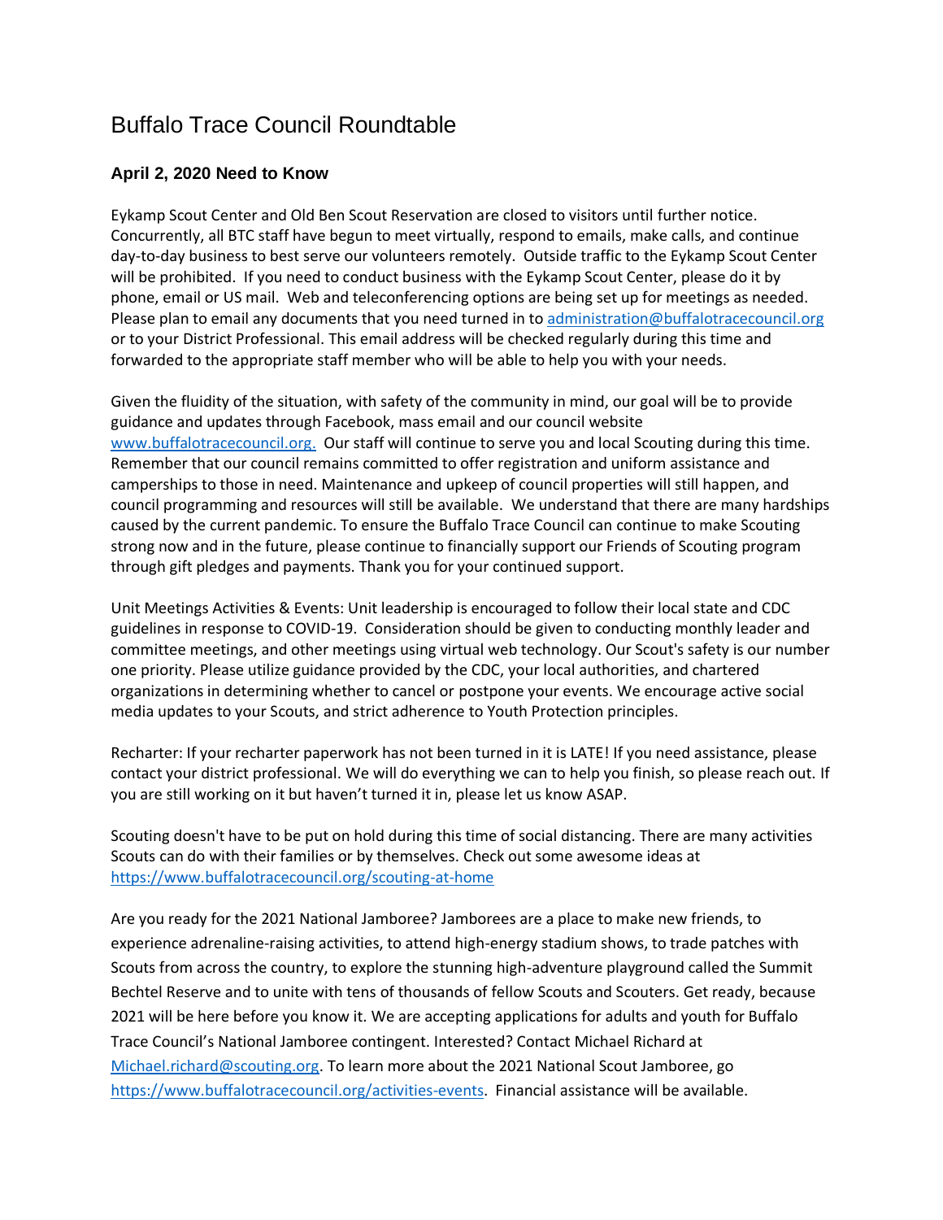# Buffalo Trace Council Roundtable

### April 2, 2020 Need to Know

Eykamp Scout Center and Old Ben Scout Reservation are closed to visitors until further notice. Concurrently, all BTC staff have begun to meet virtually, respond to emails, make calls, and continue day-to-day business to best serve our volunteers remotely. Outside traffic to the Eykamp Scout Center will be prohibited. If you need to conduct business with the Eykamp Scout Center, please do it by phone, email or US mail. Web and teleconferencing options are being set up for meetings as needed. Please plan to email any documents that you need turned in to administration@buffalotracecouncil.org or to your District Professional. This email address will be checked regularly during this time and forwarded to the appropriate staff member who will be able to help you with your needs.

Given the fluidity of the situation, with safety of the community in mind, our goal will be to provide guidance and updates through Facebook, mass email and our council website www.buffalotracecouncil.org. Our staff will continue to serve you and local Scouting during this time. Remember that our council remains committed to offer registration and uniform assistance and camperships to those in need. Maintenance and upkeep of council properties will still happen, and council programming and resources will still be available. We understand that there are many hardships caused by the current pandemic. To ensure the Buffalo Trace Council can continue to make Scouting strong now and in the future, please continue to financially support our Friends of Scouting program through gift pledges and payments. Thank you for your continued support.

Unit Meetings Activities & Events: Unit leadership is encouraged to follow their local state and CDC guidelines in response to COVID-19. Consideration should be given to conducting monthly leader and committee meetings, and other meetings using virtual web technology. Our Scout's safety is our number one priority. Please utilize guidance provided by the CDC, your local authorities, and chartered organizations in determining whether to cancel or postpone your events. We encourage active social media updates to your Scouts, and strict adherence to Youth Protection principles.

Recharter: If your recharter paperwork has not been turned in it is LATE! If you need assistance, please contact your district professional. We will do everything we can to help you finish, so please reach out. If you are still working on it but haven't turned it in, please let us know ASAP.

Scouting doesn't have to be put on hold during this time of social distancing. There are many activities Scouts can do with their families or by themselves. Check out some awesome ideas at https://www.buffalotracecouncil.org/scouting-at-home

Are you ready for the 2021 National Jamboree? Jamborees are a place to make new friends, to experience adrenaline-raising activities, to attend high-energy stadium shows, to trade patches with Scouts from across the country, to explore the stunning high-adventure playground called the Summit Bechtel Reserve and to unite with tens of thousands of fellow Scouts and Scouters. Get ready, because 2021 will be here before you know it. We are accepting applications for adults and youth for Buffalo Trace Council's National Jamboree contingent. Interested? Contact Michael Richard at Michael.richard@scouting.org. To learn more about the 2021 National Scout Jamboree, go https://www.buffalotracecouncil.org/activities-events. Financial assistance will be available.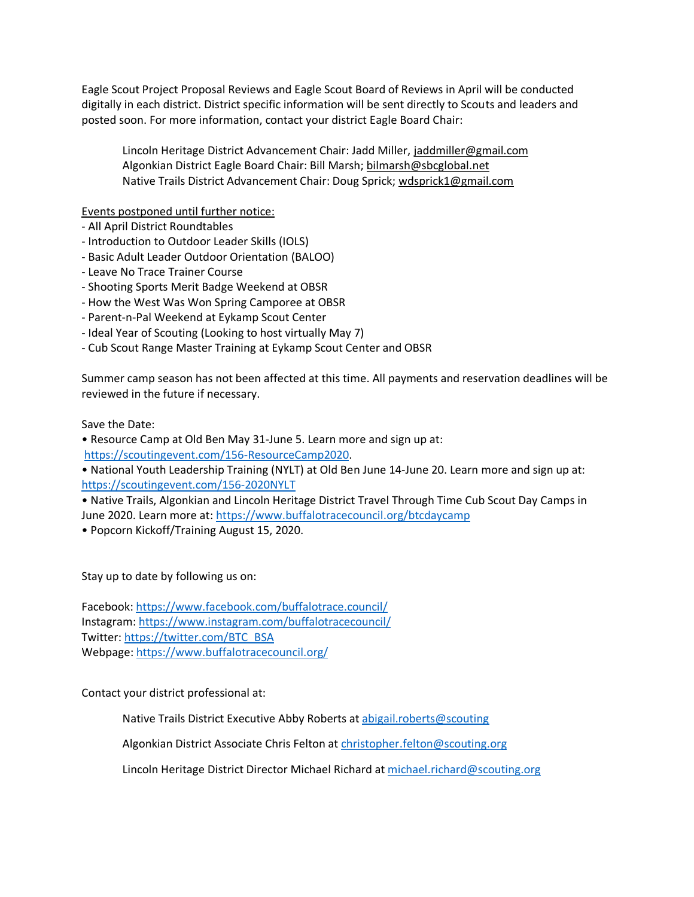Eagle Scout Project Proposal Reviews and Eagle Scout Board of Reviews in April will be conducted digitally in each district. District specific information will be sent directly to Scouts and leaders and posted soon. For more information, contact your district Eagle Board Chair:

> Lincoln Heritage District Advancement Chair: Jadd Miller, jaddmiller@gmail.com
> Algonkian District Eagle Board Chair: Bill Marsh; bilmarsh@sbcglobal.net
> Native Trails District Advancement Chair: Doug Sprick; wdsprick1@gmail.com

Events postponed until further notice:

- All April District Roundtables
- Introduction to Outdoor Leader Skills (IOLS)
- Basic Adult Leader Outdoor Orientation (BALOO)
- Leave No Trace Trainer Course
- Shooting Sports Merit Badge Weekend at OBSR
- How the West Was Won Spring Camporee at OBSR
- Parent-n-Pal Weekend at Eykamp Scout Center
- Ideal Year of Scouting (Looking to host virtually May 7)
- Cub Scout Range Master Training at Eykamp Scout Center and OBSR

Summer camp season has not been affected at this time. All payments and reservation deadlines will be reviewed in the future if necessary.

Save the Date:

- Resource Camp at Old Ben May 31-June 5. Learn more and sign up at: https://scoutingevent.com/156-ResourceCamp2020.
- National Youth Leadership Training (NYLT) at Old Ben June 14-June 20. Learn more and sign up at: https://scoutingevent.com/156-2020NYLT
- Native Trails, Algonkian and Lincoln Heritage District Travel Through Time Cub Scout Day Camps in June 2020. Learn more at: https://www.buffalotracecouncil.org/btcdaycamp
- Popcorn Kickoff/Training August 15, 2020.

Stay up to date by following us on:

Facebook: https://www.facebook.com/buffalotrace.council/
Instagram: https://www.instagram.com/buffalotracecouncil/
Twitter: https://twitter.com/BTC_BSA
Webpage: https://www.buffalotracecouncil.org/

Contact your district professional at:

> Native Trails District Executive Abby Roberts at abigail.roberts@scouting
>
> Algonkian District Associate Chris Felton at christopher.felton@scouting.org
>
> Lincoln Heritage District Director Michael Richard at michael.richard@scouting.org